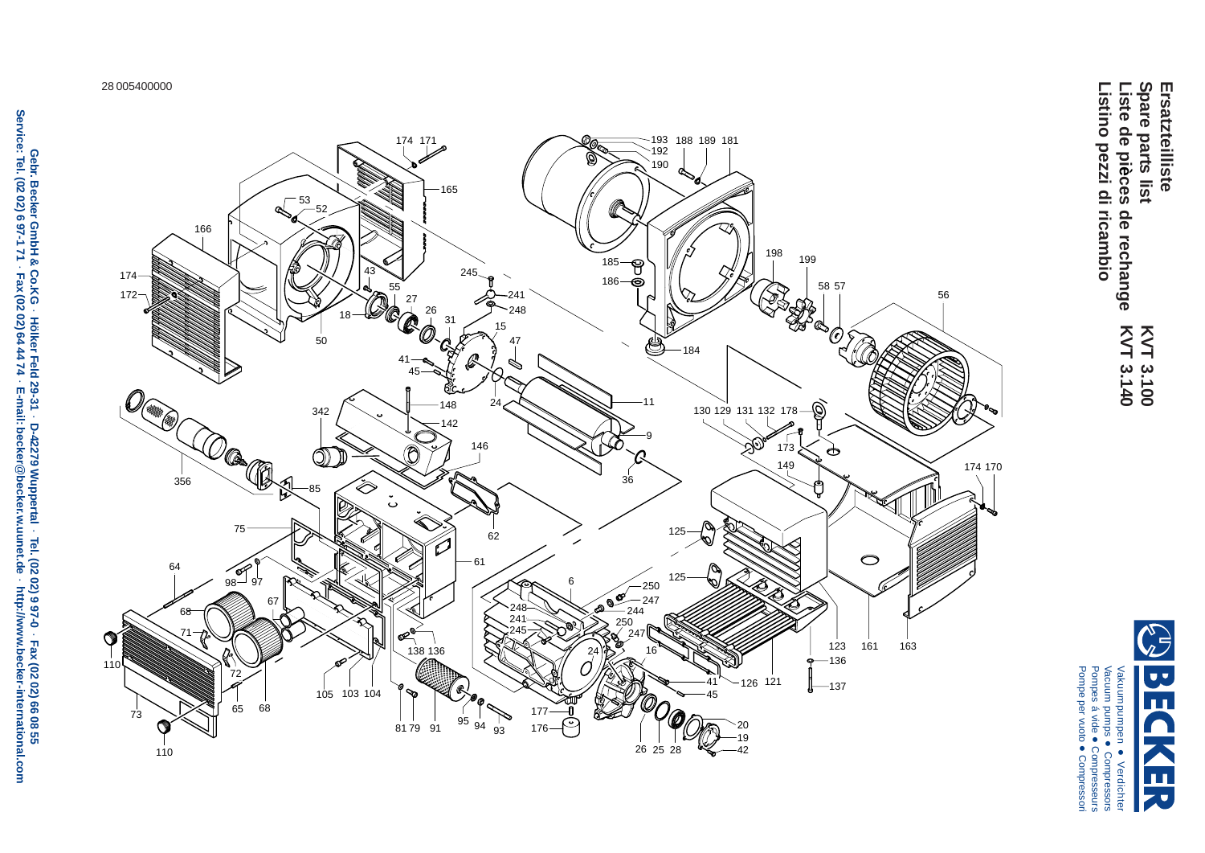28 005400000

# Ersatzteilliste
# Spare parts list
# Liste de pièces de rechange
# Listino pezzi di ricambio

**KVT 3.100**
**KVT 3.140**

**BECKER**

Vakuumpumpen • Verdichter
Vacuum pumps • Compressors
Pompes à vide • Compresseurs
Pompe per vuoto • Compressori

**Gebr. Becker GmbH & Co.KG · Hölker Feld 29-31 · D-42279 Wuppertal · Tel. (02 02) 9 97-0 · Fax (02 02) 66 08 55**
**Service: Tel. (02 02) 6 97-1 71 · Fax (02 02) 64 44 74 · E-mail: becker@becker.w.uunet.de · http://www.becker-international.com**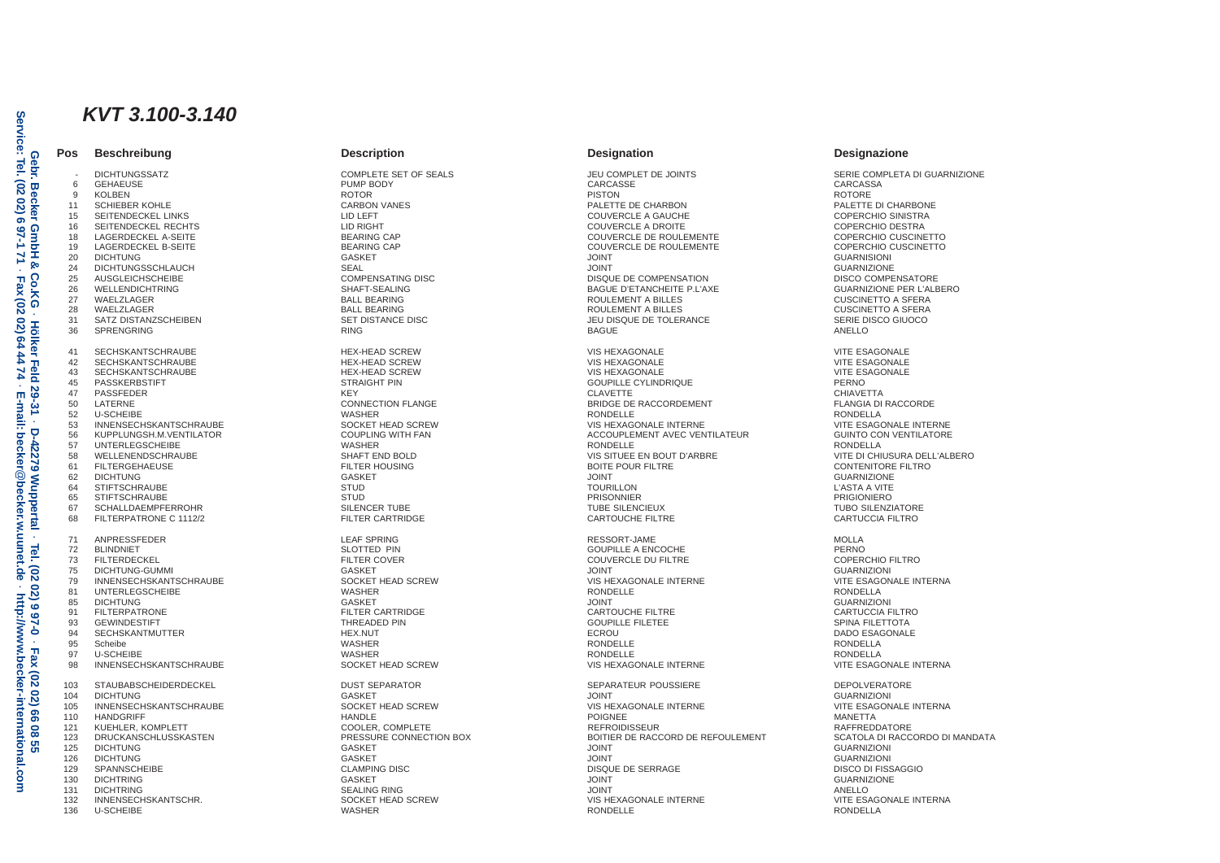# KVT 3.100-3.140

| Pos | Beschreibung | Description | Designation | Designazione |
|---|---|---|---|---|
| - | DICHTUNGSSATZ | COMPLETE SET OF SEALS | JEU COMPLET DE JOINTS | SERIE COMPLETA DI GUARNIZIONE |
| 6 | GEHAEUSE | PUMP BODY | CARCASSE | CARCASSA |
| 9 | KOLBEN | ROTOR | PISTON | ROTORE |
| 11 | SCHIEBER KOHLE | CARBON VANES | PALETTE DE CHARBON | PALETTE DI CHARBONE |
| 15 | SEITENDECKEL LINKS | LID LEFT | COUVERCLE A GAUCHE | COPERCHIO SINISTRA |
| 16 | SEITENDECKEL RECHTS | LID RIGHT | COUVERCLE A DROITE | COPERCHIO DESTRA |
| 18 | LAGERDECKEL A-SEITE | BEARING CAP | COUVERCLE DE ROULEMENTE | COPERCHIO CUSCINETTO |
| 19 | LAGERDECKEL B-SEITE | BEARING CAP | COUVERCLE DE ROULEMENTE | COPERCHIO CUSCINETTO |
| 20 | DICHTUNG | GASKET | JOINT | GUARNISIONI |
| 24 | DICHTUNGSSCHLAUCH | SEAL | JOINT | GUARNIZIONE |
| 25 | AUSGLEICHSCHEIBE | COMPENSATING DISC | DISQUE DE COMPENSATION | DISCO COMPENSATORE |
| 26 | WELLENDICHTRING | SHAFT-SEALING | BAGUE D'ETANCHEITE P.L'AXE | GUARNIZIONE PER L'ALBERO |
| 27 | WAELZLAGER | BALL BEARING | ROULEMENT A BILLES | CUSCINETTO A SFERA |
| 28 | WAELZLAGER | BALL BEARING | ROULEMENT A BILLES | CUSCINETTO A SFERA |
| 31 | SATZ DISTANZSCHEIBEN | SET DISTANCE DISC | JEU DISQUE DE TOLERANCE | SERIE DISCO GIUOCO |
| 36 | SPRENGRING | RING | BAGUE | ANELLO |
| 41 | SECHSKANTSCHRAUBE | HEX-HEAD SCREW | VIS HEXAGONALE | VITE ESAGONALE |
| 42 | SECHSKANTSCHRAUBE | HEX-HEAD SCREW | VIS HEXAGONALE | VITE ESAGONALE |
| 43 | SECHSKANTSCHRAUBE | HEX-HEAD SCREW | VIS HEXAGONALE | VITE ESAGONALE |
| 45 | PASSKERBSTIFT | STRAIGHT PIN | GOUPILLE CYLINDRIQUE | PERNO |
| 47 | PASSFEDER | KEY | CLAVETTE | CHIAVETTA |
| 50 | LATERNE | CONNECTION FLANGE | BRIDGE DE RACCORDEMENT | FLANGIA DI RACCORDE |
| 52 | U-SCHEIBE | WASHER | RONDELLE | RONDELLA |
| 53 | INNENSECHSKANTSCHRAUBE | SOCKET HEAD SCREW | VIS HEXAGONALE INTERNE | VITE ESAGONALE INTERNE |
| 56 | KUPPLUNGSH.M.VENTILATOR | COUPLING WITH FAN | ACCOUPLEMENT AVEC VENTILATEUR | GUINTO CON VENTILATORE |
| 57 | UNTERLEGSCHEIBE | WASHER | RONDELLE | RONDELLA |
| 58 | WELLENENDSCHRAUBE | SHAFT END BOLD | VIS SITUEE EN BOUT D'ARBRE | VITE DI CHIUSURA DELL'ALBERO |
| 61 | FILTERGEHAEUSE | FILTER HOUSING | BOITE POUR FILTRE | CONTENITORE FILTRO |
| 62 | DICHTUNG | GASKET | JOINT | GUARNIZIONE |
| 64 | STIFTSCHRAUBE | STUD | TOURILLON | L'ASTA A VITE |
| 65 | STIFTSCHRAUBE | STUD | PRISONNIER | PRIGIONIERO |
| 67 | SCHALLDAEMPFERROHR | SILENCER TUBE | TUBE SILENCIEUX | TUBO SILENZIATORE |
| 68 | FILTERPATRONE C 1112/2 | FILTER CARTRIDGE | CARTOUCHE FILTRE | CARTUCCIA FILTRO |
| 71 | ANPRESSFEDER | LEAF SPRING | RESSORT-JAME | MOLLA |
| 72 | BLINDNIET | SLOTTED PIN | GOUPILLE A ENCOCHE | PERNO |
| 73 | FILTERDECKEL | FILTER COVER | COUVERCLE DU FILTRE | COPERCHIO FILTRO |
| 75 | DICHTUNG-GUMMI | GASKET | JOINT | GUARNIZIONI |
| 79 | INNENSECHSKANTSCHRAUBE | SOCKET HEAD SCREW | VIS HEXAGONALE INTERNE | VITE ESAGONALE INTERNA |
| 81 | UNTERLEGSCHEIBE | WASHER | RONDELLE | RONDELLA |
| 85 | DICHTUNG | GASKET | JOINT | GUARNIZIONI |
| 91 | FILTERPATRONE | FILTER CARTRIDGE | CARTOUCHE FILTRE | CARTUCCIA FILTRO |
| 93 | GEWINDESTIFT | THREADED PIN | GOUPILLE FILETEE | SPINA FILETTOTA |
| 94 | SECHSKANTMUTTER | HEX.NUT | ECROU | DADO ESAGONALE |
| 95 | Scheibe | WASHER | RONDELLE | RONDELLA |
| 97 | U-SCHEIBE | WASHER | RONDELLE | RONDELLA |
| 98 | INNENSECHSKANTSCHRAUBE | SOCKET HEAD SCREW | VIS HEXAGONALE INTERNE | VITE ESAGONALE INTERNA |
| 103 | STAUBABSCHEIDERDECKEL | DUST SEPARATOR | SEPARATEUR POUSSIERE | DEPOLVERATORE |
| 104 | DICHTUNG | GASKET | JOINT | GUARNIZIONI |
| 105 | INNENSECHSKANTSCHRAUBE | SOCKET HEAD SCREW | VIS HEXAGONALE INTERNE | VITE ESAGONALE INTERNA |
| 110 | HANDGRIFF | HANDLE | POIGNEE | MANETTA |
| 121 | KUEHLER, KOMPLETT | COOLER, COMPLETE | REFROIDISSEUR | RAFFREDDATORE |
| 123 | DRUCKANSCHLUSSKASTEN | PRESSURE CONNECTION BOX | BOITIER DE RACCORD DE REFOULEMENT | SCATOLA DI RACCORDO DI MANDATA |
| 125 | DICHTUNG | GASKET | JOINT | GUARNIZIONI |
| 126 | DICHTUNG | GASKET | JOINT | GUARNIZIONI |
| 129 | SPANNSCHEIBE | CLAMPING DISC | DISQUE DE SERRAGE | DISCO DI FISSAGGIO |
| 130 | DICHTRING | GASKET | JOINT | GUARNIZIONE |
| 131 | DICHTRING | SEALING RING | JOINT | ANELLO |
| 132 | INNENSECHSKANTSCHR. | SOCKET HEAD SCREW | VIS HEXAGONALE INTERNE | VITE ESAGONALE INTERNA |
| 136 | U-SCHEIBE | WASHER | RONDELLE | RONDELLA |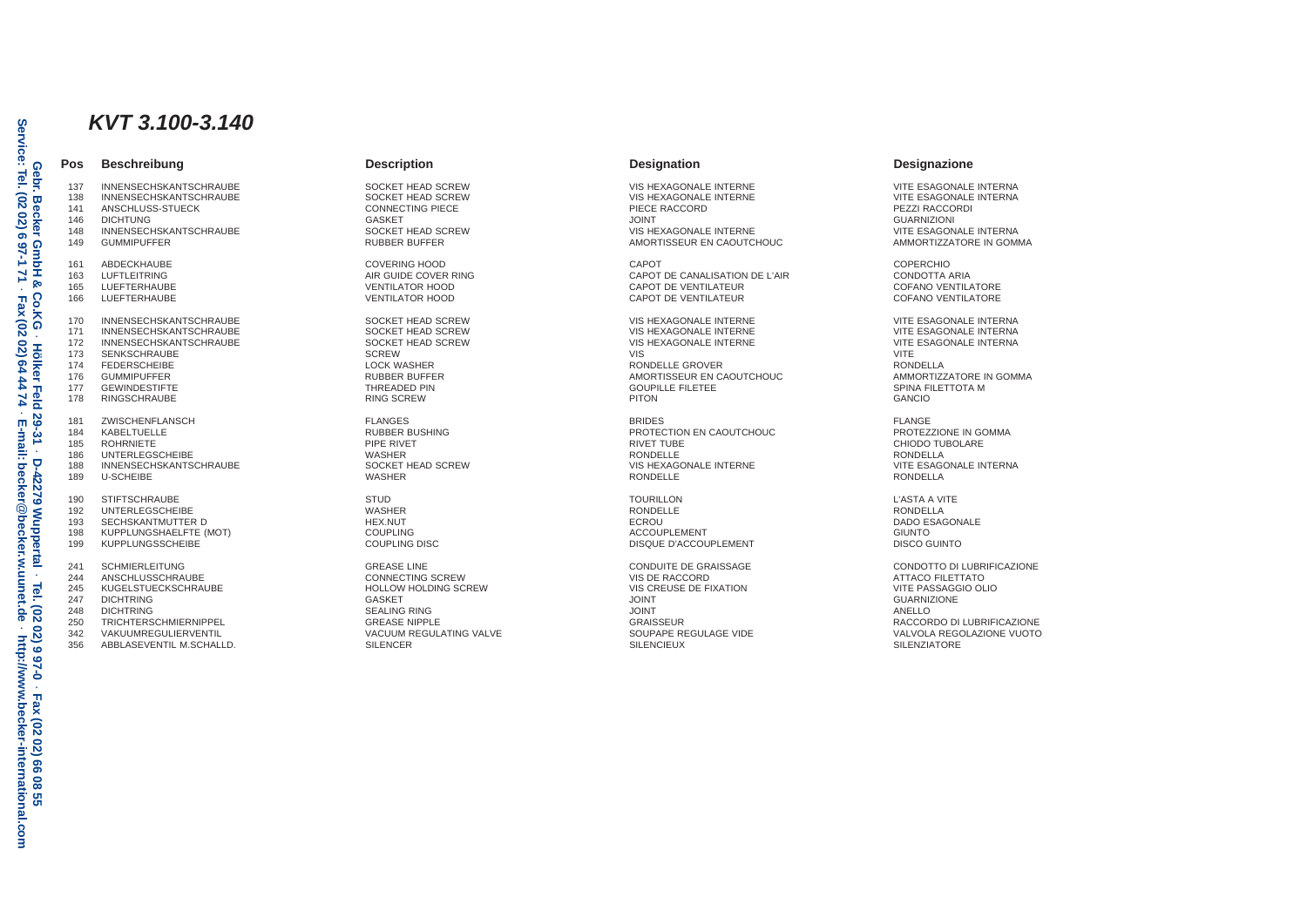# *KVT 3.100-3.140*

| Pos | Beschreibung | Description | Designation | Designazione |
|---|---|---|---|---|
| 137 | INNENSECHSKANTSCHRAUBE | SOCKET HEAD SCREW | VIS HEXAGONALE INTERNE | VITE ESAGONALE INTERNA |
| 138 | INNENSECHSKANTSCHRAUBE | SOCKET HEAD SCREW | VIS HEXAGONALE INTERNE | VITE ESAGONALE INTERNA |
| 141 | ANSCHLUSS-STUECK | CONNECTING PIECE | PIECE RACCORD | PEZZI RACCORDI |
| 146 | DICHTUNG | GASKET | JOINT | GUARNIZIONI |
| 148 | INNENSECHSKANTSCHRAUBE | SOCKET HEAD SCREW | VIS HEXAGONALE INTERNE | VITE ESAGONALE INTERNA |
| 149 | GUMMIPUFFER | RUBBER BUFFER | AMORTISSEUR EN CAOUTCHOUC | AMMORTIZZATORE IN GOMMA |
| 161 | ABDECKHAUBE | COVERING HOOD | CAPOT | COPERCHIO |
| 163 | LUFTLEITRING | AIR GUIDE COVER RING | CAPOT DE CANALISATION DE L'AIR | CONDOTTA ARIA |
| 165 | LUEFTERHAUBE | VENTILATOR HOOD | CAPOT DE VENTILATEUR | COFANO VENTILATORE |
| 166 | LUEFTERHAUBE | VENTILATOR HOOD | CAPOT DE VENTILATEUR | COFANO VENTILATORE |
| 170 | INNENSECHSKANTSCHRAUBE | SOCKET HEAD SCREW | VIS HEXAGONALE INTERNE | VITE ESAGONALE INTERNA |
| 171 | INNENSECHSKANTSCHRAUBE | SOCKET HEAD SCREW | VIS HEXAGONALE INTERNE | VITE ESAGONALE INTERNA |
| 172 | INNENSECHSKANTSCHRAUBE | SOCKET HEAD SCREW | VIS HEXAGONALE INTERNE | VITE ESAGONALE INTERNA |
| 173 | SENKSCHRAUBE | SCREW | VIS | VITE |
| 174 | FEDERSCHEIBE | LOCK WASHER | RONDELLE GROVER | RONDELLA |
| 176 | GUMMIPUFFER | RUBBER BUFFER | AMORTISSEUR EN CAOUTCHOUC | AMMORTIZZATORE IN GOMMA |
| 177 | GEWINDESTIFTE | THREADED PIN | GOUPILLE FILETEE | SPINA FILETTOTA M |
| 178 | RINGSCHRAUBE | RING SCREW | PITON | GANCIO |
| 181 | ZWISCHENFLANSCH | FLANGES | BRIDES | FLANGE |
| 184 | KABELTUELLE | RUBBER BUSHING | PROTECTION EN CAOUTCHOUC | PROTEZZIONE IN GOMMA |
| 185 | ROHRNIETE | PIPE RIVET | RIVET TUBE | CHIODO TUBOLARE |
| 186 | UNTERLEGSCHEIBE | WASHER | RONDELLE | RONDELLA |
| 188 | INNENSECHSKANTSCHRAUBE | SOCKET HEAD SCREW | VIS HEXAGONALE INTERNE | VITE ESAGONALE INTERNA |
| 189 | U-SCHEIBE | WASHER | RONDELLE | RONDELLA |
| 190 | STIFTSCHRAUBE | STUD | TOURILLON | L'ASTA A VITE |
| 192 | UNTERLEGSCHEIBE | WASHER | RONDELLE | RONDELLA |
| 193 | SECHSKANTMUTTER D | HEX.NUT | ECROU | DADO ESAGONALE |
| 198 | KUPPLUNGSHAELFTE (MOT) | COUPLING | ACCOUPLEMENT | GIUNTO |
| 199 | KUPPLUNGSSCHEIBE | COUPLING DISC | DISQUE D'ACCOUPLEMENT | DISCO GUINTO |
| 241 | SCHMIERLEITUNG | GREASE LINE | CONDUITE DE GRAISSAGE | CONDOTTO DI LUBRIFICAZIONE |
| 244 | ANSCHLUSSCHRAUBE | CONNECTING SCREW | VIS DE RACCORD | ATTACO FILETTATO |
| 245 | KUGELSTUECKSCHRAUBE | HOLLOW HOLDING SCREW | VIS CREUSE DE FIXATION | VITE PASSAGGIO OLIO |
| 247 | DICHTRING | GASKET | JOINT | GUARNIZIONE |
| 248 | DICHTRING | SEALING RING | JOINT | ANELLO |
| 250 | TRICHTERSCHMIERNIPPEL | GREASE NIPPLE | GRAISSEUR | RACCORDO DI LUBRIFICAZIONE |
| 342 | VAKUUMREGULIERVENTIL | VACUUM REGULATING VALVE | SOUPAPE REGULAGE VIDE | VALVOLA REGOLAZIONE VUOTO |
| 356 | ABBLASEVENTIL M.SCHALLD. | SILENCER | SILENCIEUX | SILENZIATORE |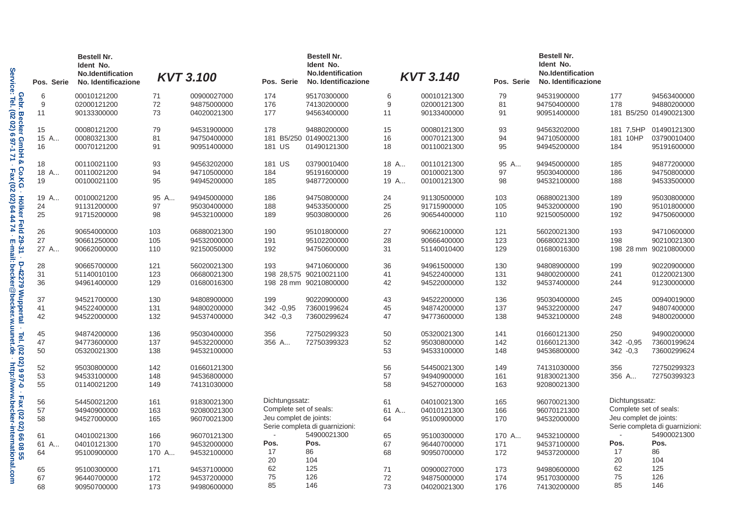Service: Tel. (02 02) 6 97-1 71 · Fax (02 02) 64 44 74 · E-mail: becker@becker.w.uunet.de · http://www.becker-international.com

Gebr. Becker GmbH & Co.KG · Hölker Feld 29-31 · D-42279 Wuppertal · Tel. (02 02) 9 97-0 · Fax (02 02) 66 08 55

## KVT 3.100

| Pos. Serie | Bestell Nr. / Ident No. / No.Identification / No. Identificazione | Pos. Serie | Bestell Nr. / Ident No. / No.Identification / No. Identificazione | Pos. Serie | Bestell Nr. / Ident No. / No.Identification / No. Identificazione |
|---|---|---|---|---|---|
| 6 | 00010121200 | 71 | 00900027000 | 174 | 95170300000 |
| 9 | 02000121200 | 72 | 94875000000 | 176 | 74130200000 |
| 11 | 90133300000 | 73 | 04020021300 | 177 | 94563400000 |
| 15 | 00080121200 | 79 | 94531900000 | 178 | 94880200000 |
| 15 A... | 00080321300 | 81 | 94750400000 | 181 B5/250 | 01490021300 |
| 16 | 00070121200 | 91 | 90951400000 | 181 US | 01490121300 |
| 18 | 00110021100 | 93 | 94563202000 | 181 US | 03790010400 |
| 18 A... | 00110021200 | 94 | 94710500000 | 184 | 95191600000 |
| 19 | 00100021100 | 95 | 94945200000 | 185 | 94877200000 |
| 19 A... | 00100021200 | 95 A... | 94945000000 | 186 | 94750800000 |
| 24 | 91131200000 | 97 | 95030400000 | 188 | 94533500000 |
| 25 | 91715200000 | 98 | 94532100000 | 189 | 95030800000 |
| 26 | 90654000000 | 103 | 06880021300 | 190 | 95101800000 |
| 27 | 90661250000 | 105 | 94532000000 | 191 | 95102200000 |
| 27 A... | 90662000000 | 110 | 92150050000 | 192 | 94750600000 |
| 28 | 90665700000 | 121 | 56020021300 | 193 | 94710600000 |
| 31 | 51140010100 | 123 | 06680021300 | 198 28,575 | 90210021100 |
| 36 | 94961400000 | 129 | 01680016300 | 198 28 mm | 90210800000 |
| 37 | 94521700000 | 130 | 94808900000 | 199 | 90220900000 |
| 41 | 94522400000 | 131 | 94800200000 | 342 -0,95 | 73600199624 |
| 42 | 94522000000 | 132 | 94537400000 | 342 -0,3 | 73600299624 |
| 45 | 94874200000 | 136 | 95030400000 | 356 | 72750299323 |
| 47 | 94773600000 | 137 | 94532200000 | 356 A... | 72750399323 |
| 50 | 05320021300 | 138 | 94532100000 | | |
| 52 | 95030800000 | 142 | 01660121300 | | |
| 53 | 94533100000 | 148 | 94536800000 | | |
| 55 | 01140021200 | 149 | 74131030000 | | |
| 56 | 54450021200 | 161 | 91830021300 | | |
| 57 | 94940900000 | 163 | 92080021300 | | |
| 58 | 94527000000 | 165 | 96070021300 | | |
| 61 | 04010021300 | 166 | 96070121300 | | |
| 61 A... | 04010121300 | 170 | 94532000000 | | |
| 64 | 95100900000 | 170 A... | 94532100000 | | |
| 65 | 95100300000 | 171 | 94537100000 | | |
| 67 | 96440700000 | 172 | 94537200000 | | |
| 68 | 90950700000 | 173 | 94980600000 | | |

Dichtungssatz:
Complete set of seals:
Jeu complet de joints:
Serie completa di guarnizioni:

| - | 54900021300 |
|---|---|
| **Pos.** | **Pos.** |
| 17 | 86 |
| 20 | 104 |
| 62 | 125 |
| 75 | 126 |
| 85 | 146 |

## KVT 3.140

| Pos. Serie | Bestell Nr. / Ident No. / No.Identification / No. Identificazione | Pos. Serie | Bestell Nr. / Ident No. / No.Identification / No. Identificazione | Pos. Serie | Bestell Nr. / Ident No. / No.Identification / No. Identificazione |
|---|---|---|---|---|---|
| 6 | 00010121300 | 79 | 94531900000 | 177 | 94563400000 |
| 9 | 02000121300 | 81 | 94750400000 | 178 | 94880200000 |
| 11 | 90133400000 | 91 | 90951400000 | 181 B5/250 | 01490021300 |
| 15 | 00080121300 | 93 | 94563202000 | 181 7,5HP | 01490121300 |
| 16 | 00070121300 | 94 | 94710500000 | 181 10HP | 03790010400 |
| 18 | 00110021300 | 95 | 94945200000 | 184 | 95191600000 |
| 18 A... | 00110121300 | 95 A... | 94945000000 | 185 | 94877200000 |
| 19 | 00100021300 | 97 | 95030400000 | 186 | 94750800000 |
| 19 A... | 00100121300 | 98 | 94532100000 | 188 | 94533500000 |
| 24 | 91130500000 | 103 | 06880021300 | 189 | 95030800000 |
| 25 | 91715900000 | 105 | 94532000000 | 190 | 95101800000 |
| 26 | 90654400000 | 110 | 92150050000 | 192 | 94750600000 |
| 27 | 90662100000 | 121 | 56020021300 | 193 | 94710600000 |
| 28 | 90666400000 | 123 | 06680021300 | 198 | 90210021300 |
| 31 | 51140010400 | 129 | 01680016300 | 198 28 mm | 90210800000 |
| 36 | 94961500000 | 130 | 94808900000 | 199 | 90220900000 |
| 41 | 94522400000 | 131 | 94800200000 | 241 | 01220021300 |
| 42 | 94522000000 | 132 | 94537400000 | 244 | 91230000000 |
| 43 | 94522200000 | 136 | 95030400000 | 245 | 00940019000 |
| 45 | 94874200000 | 137 | 94532200000 | 247 | 94807400000 |
| 47 | 94773600000 | 138 | 94532100000 | 248 | 94800200000 |
| 50 | 05320021300 | 141 | 01660121300 | 250 | 94900200000 |
| 52 | 95030800000 | 142 | 01660121300 | 342 -0,95 | 73600199624 |
| 53 | 94533100000 | 148 | 94536800000 | 342 -0,3 | 73600299624 |
| 56 | 54450021300 | 149 | 74131030000 | 356 | 72750299323 |
| 57 | 94940900000 | 161 | 91830021300 | 356 A... | 72750399323 |
| 58 | 94527000000 | 163 | 92080021300 | | |
| 61 | 04010021300 | 165 | 96070021300 | | |
| 61 A... | 04010121300 | 166 | 96070121300 | | |
| 64 | 95100900000 | 170 | 94532000000 | | |
| 65 | 95100300000 | 170 A... | 94532100000 | | |
| 67 | 96440700000 | 171 | 94537100000 | | |
| 68 | 90950700000 | 172 | 94537200000 | | |
| 71 | 00900027000 | 173 | 94980600000 | | |
| 72 | 94875000000 | 174 | 95170300000 | | |
| 73 | 04020021300 | 176 | 74130200000 | | |

Dichtungssatz:
Complete set of seals:
Jeu complet de joints:
Serie completa di guarnizioni:

| - | 54900021300 |
|---|---|
| **Pos.** | **Pos.** |
| 17 | 86 |
| 20 | 104 |
| 62 | 125 |
| 75 | 126 |
| 85 | 146 |